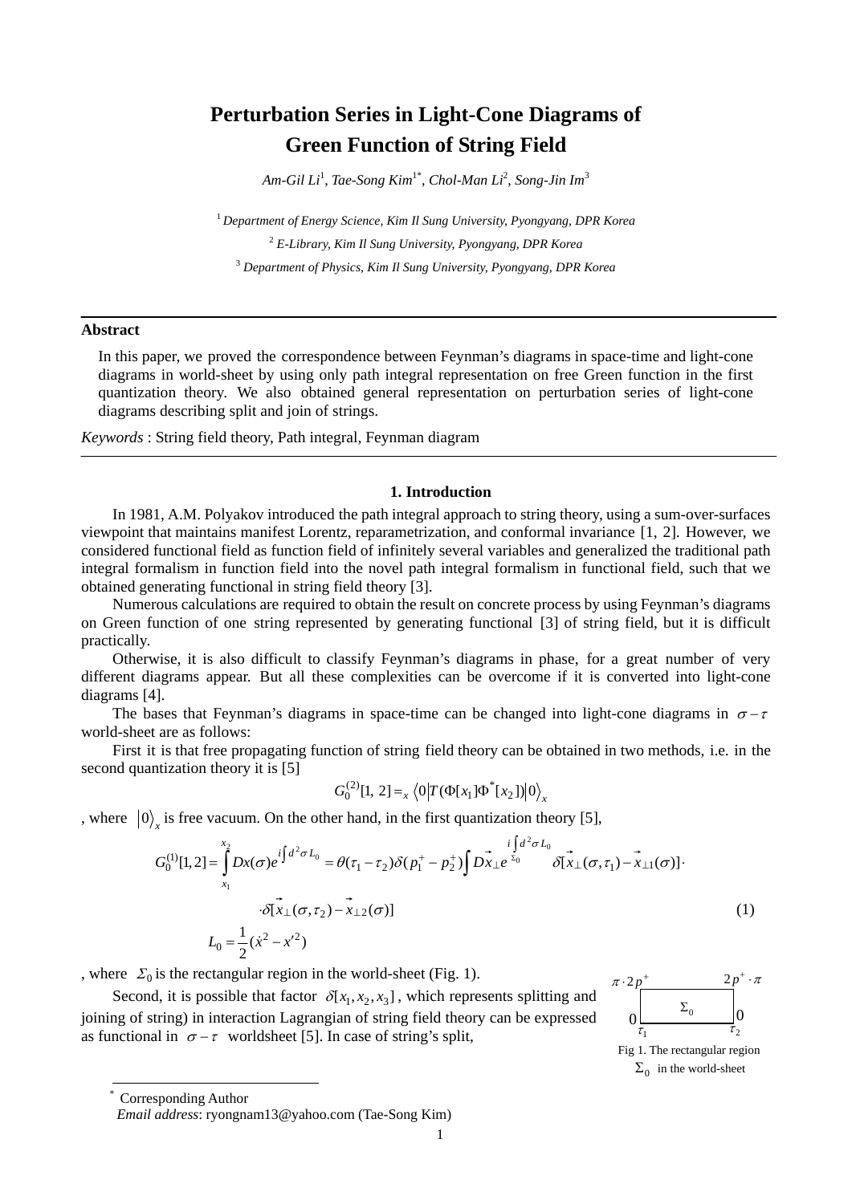# Perturbation Series in Light-Cone Diagrams of Green Function of String Field

*Am-Gil Li*[1], *Tae-Song Kim*[1*], *Chol-Man Li*[2], *Song-Jin Im*[3]

[1] *Department of Energy Science, Kim Il Sung University, Pyongyang, DPR Korea*

[2] *E-Library, Kim Il Sung University, Pyongyang, DPR Korea*

[3] *Department of Physics, Kim Il Sung University, Pyongyang, DPR Korea*

---

**Abstract**

In this paper, we proved the correspondence between Feynman's diagrams in space-time and light-cone diagrams in world-sheet by using only path integral representation on free Green function in the first quantization theory. We also obtained general representation on perturbation series of light-cone diagrams describing split and join of strings.

*Keywords* : String field theory, Path integral, Feynman diagram

---

## 1. Introduction

In 1981, A.M. Polyakov introduced the path integral approach to string theory, using a sum-over-surfaces viewpoint that maintains manifest Lorentz, reparametrization, and conformal invariance [1, 2]. However, we considered functional field as function field of infinitely several variables and generalized the traditional path integral formalism in function field into the novel path integral formalism in functional field, such that we obtained generating functional in string field theory [3].

Numerous calculations are required to obtain the result on concrete process by using Feynman's diagrams on Green function of one string represented by generating functional [3] of string field, but it is difficult practically.

Otherwise, it is also difficult to classify Feynman's diagrams in phase, for a great number of very different diagrams appear. But all these complexities can be overcome if it is converted into light-cone diagrams [4].

The bases that Feynman's diagrams in space-time can be changed into light-cone diagrams in $\sigma-\tau$ world-sheet are as follows:

First it is that free propagating function of string field theory can be obtained in two methods, i.e. in the second quantization theory it is [5]

$$G_0^{(2)}[1,\,2] = {}_x\left\langle 0\left|T(\Phi[x_1]\Phi^*[x_2])\right|0\right\rangle_x$$

, where $\left|0\right\rangle_x$ is free vacuum. On the other hand, in the first quantization theory [5],

$$G_0^{(1)}[1,2] = \int_{x_1}^{x_2} Dx(\sigma) e^{i\int d^2\sigma L_0} = \theta(\tau_1-\tau_2)\delta(p_1^+-p_2^+)\int D\vec{x}_\perp e^{i\int_{\Sigma_0} d^2\sigma L_0}\,\delta[\vec{x}_\perp(\sigma,\tau_1)-\vec{x}_{\perp 1}(\sigma)]\cdot$$
$$\cdot\delta[\vec{x}_\perp(\sigma,\tau_2)-\vec{x}_{\perp 2}(\sigma)] \qquad (1)$$
$$L_0 = \frac{1}{2}(\dot{x}^2 - x'^2)$$

, where $\Sigma_0$ is the rectangular region in the world-sheet (Fig. 1).

Fig 1. The rectangular region $\Sigma_0$ in the world-sheet

Second, it is possible that factor $\delta[x_1,x_2,x_3]$, which represents splitting and joining of string) in interaction Lagrangian of string field theory can be expressed as functional in $\sigma-\tau$ worldsheet [5]. In case of string's split,

---

[*] Corresponding Author
*Email address*: ryongnam13@yahoo.com (Tae-Song Kim)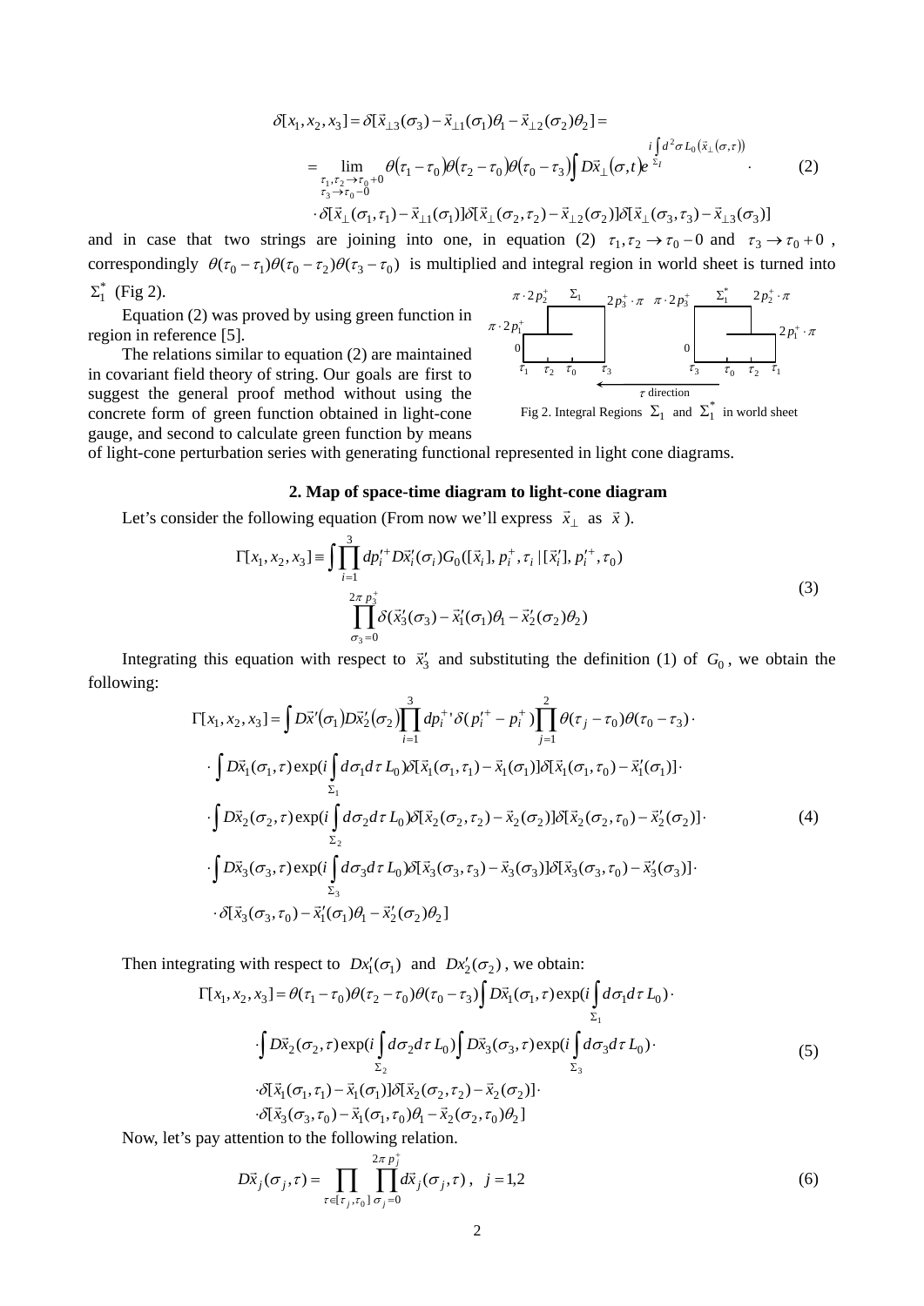$$\delta[x_1, x_2, x_3] = \delta[\vec{x}_{\perp 3}(\sigma_3) - \vec{x}_{\perp 1}(\sigma_1)\theta_1 - \vec{x}_{\perp 2}(\sigma_2)\theta_2] =$$

$$= \lim_{\substack{\tau_1,\tau_2 \to \tau_0 + 0 \\ \tau_3 \to \tau_0 - 0}} \theta(\tau_1 - \tau_0)\theta(\tau_2 - \tau_0)\theta(\tau_0 - \tau_3) \int D\vec{x}_\perp(\sigma, t) e^{i\int_{\Sigma_I} d^2\sigma L_0(\vec{x}_\perp(\sigma,\tau))} \cdot \tag{2}$$

$$\cdot \delta[\vec{x}_\perp(\sigma_1, \tau_1) - \vec{x}_{\perp 1}(\sigma_1)]\delta[\vec{x}_\perp(\sigma_2, \tau_2) - \vec{x}_{\perp 2}(\sigma_2)]\delta[\vec{x}_\perp(\sigma_3, \tau_3) - \vec{x}_{\perp 3}(\sigma_3)]$$

and in case that two strings are joining into one, in equation (2) $\tau_1, \tau_2 \to \tau_0 - 0$ and $\tau_3 \to \tau_0 + 0$, correspondingly $\theta(\tau_0 - \tau_1)\theta(\tau_0 - \tau_2)\theta(\tau_3 - \tau_0)$ is multiplied and integral region in world sheet is turned into $\Sigma_1^*$ (Fig 2).

Equation (2) was proved by using green function in region in reference [5].

The relations similar to equation (2) are maintained in covariant field theory of string. Our goals are first to suggest the general proof method without using the concrete form of green function obtained in light-cone gauge, and second to calculate green function by means of light-cone perturbation series with generating functional represented in light cone diagrams.

Fig 2. Integral Regions $\Sigma_1$ and $\Sigma_1^*$ in world sheet

## 2. Map of space-time diagram to light-cone diagram

Let's consider the following equation (From now we'll express $\vec{x}_\perp$ as $\vec{x}$).

$$\Gamma[x_1, x_2, x_3] \equiv \int \prod_{i=1}^{3} dp_i'^+ D\vec{x}_i'(\sigma_i) G_0([\vec{x}_i], p_i^+, \tau_i \,|\, [\vec{x}_i'], p_i'^+, \tau_0)$$

$$\prod_{\sigma_3 = 0}^{2\pi p_3^+} \delta(\vec{x}_3'(\sigma_3) - \vec{x}_1'(\sigma_1)\theta_1 - \vec{x}_2'(\sigma_2)\theta_2) \tag{3}$$

Integrating this equation with respect to $\vec{x}_3'$ and substituting the definition (1) of $G_0$, we obtain the following:

$$\Gamma[x_1, x_2, x_3] = \int D\vec{x}'(\sigma_1) D\vec{x}_2'(\sigma_2) \prod_{i=1}^{3} dp_i^+{}' \delta(p_i'^+ - p_i^+) \prod_{j=1}^{2} \theta(\tau_j - \tau_0)\theta(\tau_0 - \tau_3) \cdot$$

$$\cdot \int D\vec{x}_1(\sigma_1, \tau) \exp(i\int_{\Sigma_1} d\sigma_1 d\tau\, L_0) \delta[\vec{x}_1(\sigma_1, \tau_1) - \vec{x}_1(\sigma_1)]\delta[\vec{x}_1(\sigma_1, \tau_0) - \vec{x}_1'(\sigma_1)] \cdot$$

$$\cdot \int D\vec{x}_2(\sigma_2, \tau) \exp(i\int_{\Sigma_2} d\sigma_2 d\tau\, L_0) \delta[\vec{x}_2(\sigma_2, \tau_2) - \vec{x}_2(\sigma_2)]\delta[\vec{x}_2(\sigma_2, \tau_0) - \vec{x}_2'(\sigma_2)] \cdot \tag{4}$$

$$\cdot \int D\vec{x}_3(\sigma_3, \tau) \exp(i\int_{\Sigma_3} d\sigma_3 d\tau\, L_0) \delta[\vec{x}_3(\sigma_3, \tau_3) - \vec{x}_3(\sigma_3)]\delta[\vec{x}_3(\sigma_3, \tau_0) - \vec{x}_3'(\sigma_3)] \cdot$$

$$\cdot \delta[\vec{x}_3(\sigma_3, \tau_0) - \vec{x}_1'(\sigma_1)\theta_1 - \vec{x}_2'(\sigma_2)\theta_2]$$

Then integrating with respect to $Dx_1'(\sigma_1)$ and $Dx_2'(\sigma_2)$, we obtain:

$$\Gamma[x_1, x_2, x_3] = \theta(\tau_1 - \tau_0)\theta(\tau_2 - \tau_0)\theta(\tau_0 - \tau_3) \int D\vec{x}_1(\sigma_1, \tau) \exp(i\int_{\Sigma_1} d\sigma_1 d\tau\, L_0) \cdot$$

$$\cdot \int D\vec{x}_2(\sigma_2, \tau) \exp(i\int_{\Sigma_2} d\sigma_2 d\tau\, L_0) \int D\vec{x}_3(\sigma_3, \tau) \exp(i\int_{\Sigma_3} d\sigma_3 d\tau\, L_0) \cdot \tag{5}$$

$$\cdot \delta[\vec{x}_1(\sigma_1, \tau_1) - \vec{x}_1(\sigma_1)]\delta[\vec{x}_2(\sigma_2, \tau_2) - \vec{x}_2(\sigma_2)] \cdot$$

$$\cdot \delta[\vec{x}_3(\sigma_3, \tau_0) - \vec{x}_1(\sigma_1, \tau_0)\theta_1 - \vec{x}_2(\sigma_2, \tau_0)\theta_2]$$

Now, let's pay attention to the following relation.

$$D\vec{x}_j(\sigma_j, \tau) = \prod_{\tau \in [\tau_j, \tau_0]} \prod_{\sigma_j = 0}^{2\pi p_j^+} d\vec{x}_j(\sigma_j, \tau), \quad j = 1,2 \tag{6}$$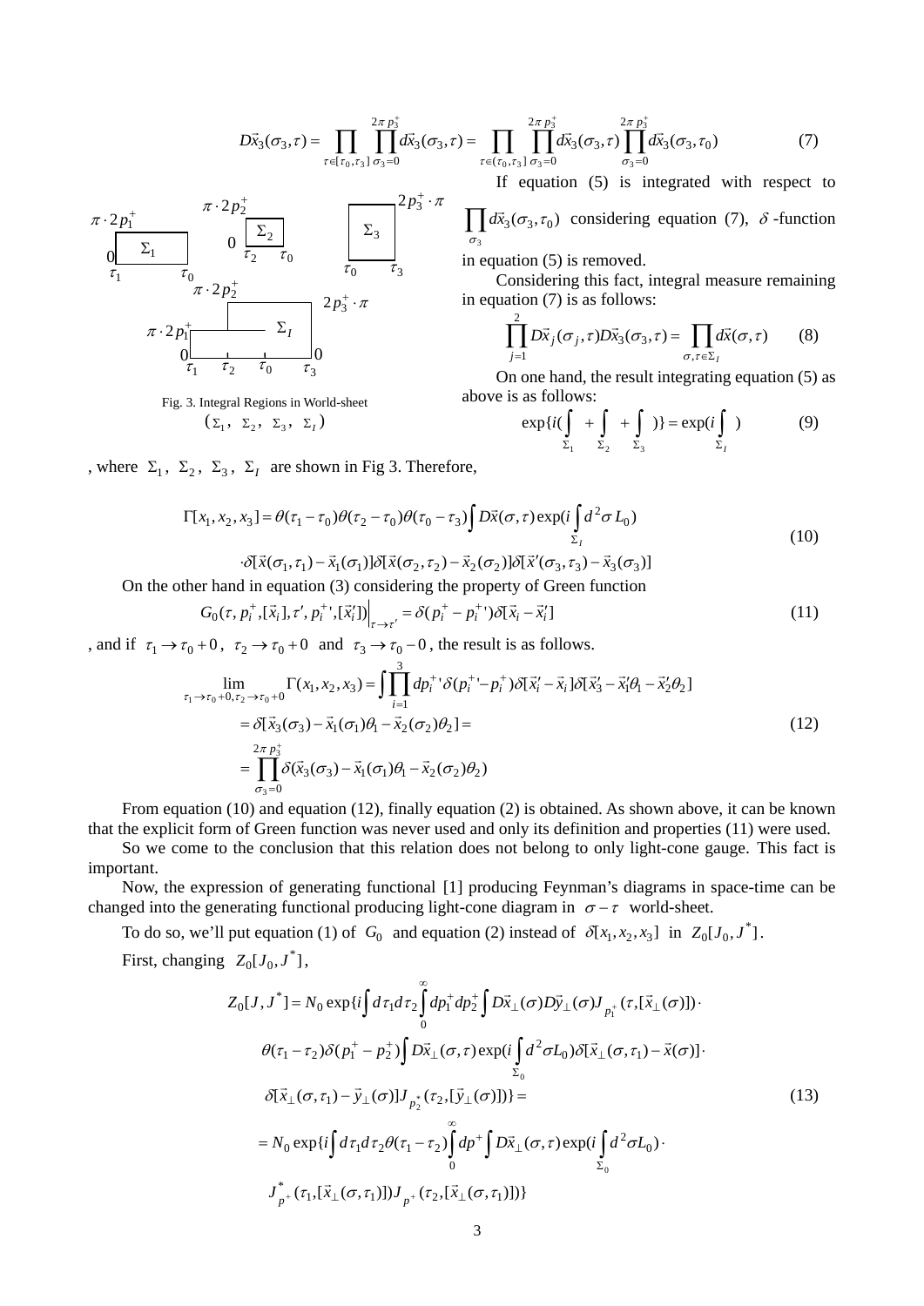$$D\vec{x}_3(\sigma_3,\tau)=\prod_{\tau\in[\tau_0,\tau_3]}\prod_{\sigma_3=0}^{2\pi p_3^+}d\vec{x}_3(\sigma_3,\tau)=\prod_{\tau\in(\tau_0,\tau_3]}\prod_{\sigma_3=0}^{2\pi p_3^+}d\vec{x}_3(\sigma_3,\tau)\prod_{\sigma_3=0}^{2\pi p_3^+}d\vec{x}_3(\sigma_3,\tau_0) \tag{7}$$

Fig. 3. Integral Regions in World-sheet ($\Sigma_1$, $\Sigma_2$, $\Sigma_3$, $\Sigma_I$)

If equation (5) is integrated with respect to $\prod_{\sigma_3}d\vec{x}_3(\sigma_3,\tau_0)$ considering equation (7), $\delta$-function in equation (5) is removed.

Considering this fact, integral measure remaining in equation (7) is as follows:

$$\prod_{j=1}^{2}D\vec{x}_j(\sigma_j,\tau)D\vec{x}_3(\sigma_3,\tau)=\prod_{\sigma,\tau\in\Sigma_I}d\vec{x}(\sigma,\tau) \tag{8}$$

On one hand, the result integrating equation (5) as above is as follows:

$$\exp\{i(\int_{\Sigma_1}+\int_{\Sigma_2}+\int_{\Sigma_3})\}=\exp(i\int_{\Sigma_I}) \tag{9}$$

, where $\Sigma_1$, $\Sigma_2$, $\Sigma_3$, $\Sigma_I$ are shown in Fig 3. Therefore,

$$\begin{aligned}\Gamma[x_1,x_2,x_3]=\theta(\tau_1-\tau_0)\theta(\tau_2-\tau_0)\theta(\tau_0-\tau_3)\int D\vec{x}(\sigma,\tau)\exp(i\int_{\Sigma_I}d^2\sigma L_0)\\ \cdot\delta[\vec{x}(\sigma_1,\tau_1)-\vec{x}_1(\sigma_1)]\delta[\vec{x}(\sigma_2,\tau_2)-\vec{x}_2(\sigma_2)]\delta[\vec{x}'(\sigma_3,\tau_3)-\vec{x}_3(\sigma_3)]\end{aligned} \tag{10}$$

On the other hand in equation (3) considering the property of Green function

$$G_0(\tau,p_i^+,[\vec{x}_i],\tau',p_i^{+}{}',[\vec{x}_i'])\Big|_{\tau\to\tau'}=\delta(p_i^+-p_i^{+}{}')\delta[\vec{x}_i-\vec{x}_i'] \tag{11}$$

, and if $\tau_1\to\tau_0+0$, $\tau_2\to\tau_0+0$ and $\tau_3\to\tau_0-0$, the result is as follows.

$$\begin{aligned}\lim_{\tau_1\to\tau_0+0,\tau_2\to\tau_0+0}\Gamma(x_1,x_2,x_3)&=\int\prod_{i=1}^{3}dp_i^{+}{}'\delta(p_i^{+}{}'-p_i^+)\delta[\vec{x}_i'-\vec{x}_i]\delta[\vec{x}_3'-\vec{x}_1'\theta_1-\vec{x}_2'\theta_2]\\ &=\delta[\vec{x}_3(\sigma_3)-\vec{x}_1(\sigma_1)\theta_1-\vec{x}_2(\sigma_2)\theta_2]=\\ &=\prod_{\sigma_3=0}^{2\pi p_3^+}\delta(\vec{x}_3(\sigma_3)-\vec{x}_1(\sigma_1)\theta_1-\vec{x}_2(\sigma_2)\theta_2)\end{aligned} \tag{12}$$

From equation (10) and equation (12), finally equation (2) is obtained. As shown above, it can be known that the explicit form of Green function was never used and only its definition and properties (11) were used.

So we come to the conclusion that this relation does not belong to only light-cone gauge. This fact is important.

Now, the expression of generating functional [1] producing Feynman's diagrams in space-time can be changed into the generating functional producing light-cone diagram in $\sigma-\tau$ world-sheet.

To do so, we'll put equation (1) of $G_0$ and equation (2) instead of $\delta[x_1,x_2,x_3]$ in $Z_0[J_0,J^*]$.

First, changing $Z_0[J_0,J^*]$,

$$\begin{aligned}Z_0[J,J^*]&=N_0\exp\{i\int d\tau_1d\tau_2\int_0^\infty dp_1^+dp_2^+\int D\vec{x}_\perp(\sigma)D\vec{y}_\perp(\sigma)J_{p_1^+}(\tau,[\vec{x}_\perp(\sigma)])\cdot\\ &\theta(\tau_1-\tau_2)\delta(p_1^+-p_2^+)\int D\vec{x}_\perp(\sigma,\tau)\exp(i\int_{\Sigma_0}d^2\sigma L_0)\delta[\vec{x}_\perp(\sigma,\tau_1)-\vec{x}(\sigma)]\cdot\\ &\delta[\vec{x}_\perp(\sigma,\tau_1)-\vec{y}_\perp(\sigma)]J_{p_2^*}(\tau_2,[\vec{y}_\perp(\sigma)])\}=\\ &=N_0\exp\{i\int d\tau_1d\tau_2\theta(\tau_1-\tau_2)\int_0^\infty dp^+\int D\vec{x}_\perp(\sigma,\tau)\exp(i\int_{\Sigma_0}d^2\sigma L_0)\cdot\\ &J^*_{p^+}(\tau_1,[\vec{x}_\perp(\sigma,\tau_1)])J_{p^+}(\tau_2,[\vec{x}_\perp(\sigma,\tau_1)])\}\end{aligned} \tag{13}$$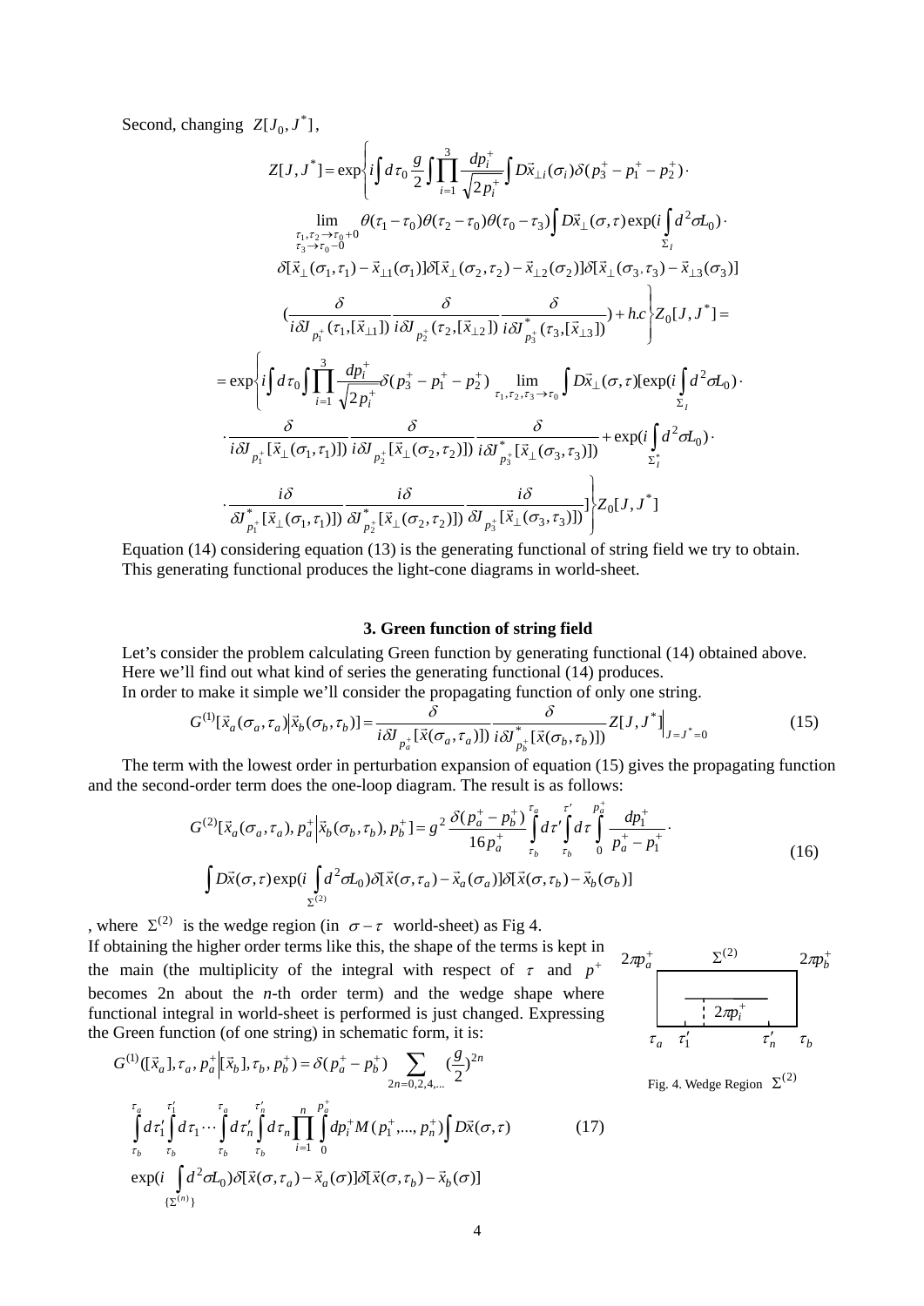Second, changing $Z[J_0, J^*]$,

$$
\begin{aligned}
Z[J,J^*] = \exp\Bigg\{ & i\int d\tau_0 \frac{g}{2}\int\prod_{i=1}^{3}\frac{dp_i^+}{\sqrt{2p_i^+}}\int D\vec{x}_{\perp i}(\sigma_i)\delta(p_3^+ - p_1^+ - p_2^+)\cdot \\
& \lim_{\substack{\tau_1,\tau_2\to\tau_0+0 \\ \tau_3\to\tau_0-0}} \theta(\tau_1-\tau_0)\theta(\tau_2-\tau_0)\theta(\tau_0-\tau_3)\int D\vec{x}_\perp(\sigma,\tau)\exp(i\int_{\Sigma_I} d^2\sigma L_0)\cdot \\
& \delta[\vec{x}_\perp(\sigma_1,\tau_1)-\vec{x}_{\perp 1}(\sigma_1)]\delta[\vec{x}_\perp(\sigma_2,\tau_2)-\vec{x}_{\perp 2}(\sigma_2)]\delta[\vec{x}_\perp(\sigma_3,\tau_3)-\vec{x}_{\perp 3}(\sigma_3)] \\
& \left(\frac{\delta}{i\delta J_{p_1^+}(\tau_1,[\vec{x}_{\perp 1}])}\frac{\delta}{i\delta J_{p_2^+}(\tau_2,[\vec{x}_{\perp 2}])}\frac{\delta}{i\delta J^*_{p_3^+}(\tau_3,[\vec{x}_{\perp 3}])}\right) + h.c\Bigg\} Z_0[J,J^*] = \\
= \exp\Bigg\{ & i\int d\tau_0\int\prod_{i=1}^{3}\frac{dp_i^+}{\sqrt{2p_i^+}}\delta(p_3^+ - p_1^+ - p_2^+)\lim_{\tau_1,\tau_2,\tau_3\to\tau_0}\int D\vec{x}_\perp(\sigma,\tau)[\exp(i\int_{\Sigma_I} d^2\sigma L_0)\cdot \\
& \cdot\frac{\delta}{i\delta J_{p_1^+}[\vec{x}_\perp(\sigma_1,\tau_1)]}\frac{\delta}{i\delta J_{p_2^+}[\vec{x}_\perp(\sigma_2,\tau_2)]}\frac{\delta}{i\delta J^*_{p_3^+}[\vec{x}_\perp(\sigma_3,\tau_3)]} + \exp(i\int_{\Sigma_I^*} d^2\sigma L_0)\cdot \\
& \cdot\frac{i\delta}{\delta J^*_{p_1^+}[\vec{x}_\perp(\sigma_1,\tau_1)]}\frac{i\delta}{\delta J^*_{p_2^+}[\vec{x}_\perp(\sigma_2,\tau_2)]}\frac{i\delta}{\delta J_{p_3^+}[\vec{x}_\perp(\sigma_3,\tau_3)]}]\Bigg\} Z_0[J,J^*]
\end{aligned}
$$

Equation (14) considering equation (13) is the generating functional of string field we try to obtain. This generating functional produces the light-cone diagrams in world-sheet.

## 3. Green function of string field

Let's consider the problem calculating Green function by generating functional (14) obtained above. Here we'll find out what kind of series the generating functional (14) produces.
In order to make it simple we'll consider the propagating function of only one string.

$$
G^{(1)}[\vec{x}_a(\sigma_a,\tau_a)|\vec{x}_b(\sigma_b,\tau_b)] = \frac{\delta}{i\delta J_{p_a^+}[\vec{x}(\sigma_a,\tau_a)]}\frac{\delta}{i\delta J^*_{p_b^+}[\vec{x}(\sigma_b,\tau_b)]}Z[J,J^*]\Big|_{J=J^*=0} \tag{15}
$$

The term with the lowest order in perturbation expansion of equation (15) gives the propagating function and the second-order term does the one-loop diagram. The result is as follows:

$$
\begin{aligned}
G^{(2)}[\vec{x}_a(\sigma_a,\tau_a),p_a^+|\vec{x}_b(\sigma_b,\tau_b),p_b^+] = g^2\frac{\delta(p_a^+ - p_b^+)}{16p_a^+}\int_{\tau_b}^{\tau_a}d\tau'\int_{\tau_b}^{\tau'}d\tau\int_0^{p_a^+}\frac{dp_1^+}{p_a^+ - p_1^+}\cdot \\
\int D\vec{x}(\sigma,\tau)\exp(i\int_{\Sigma^{(2)}}d^2\sigma L_0)\delta[\vec{x}(\sigma,\tau_a)-\vec{x}_a(\sigma_a)]\delta[\vec{x}(\sigma,\tau_b)-\vec{x}_b(\sigma_b)]
\end{aligned} \tag{16}
$$

, where $\Sigma^{(2)}$ is the wedge region (in $\sigma-\tau$ world-sheet) as Fig 4.

If obtaining the higher order terms like this, the shape of the terms is kept in the main (the multiplicity of the integral with respect of $\tau$ and $p^+$ becomes 2n about the *n*-th order term) and the wedge shape where functional integral in world-sheet is performed is just changed. Expressing the Green function (of one string) in schematic form, it is:

$2\pi p_a^+$ $\Sigma^{(2)}$ $2\pi p_b^+$ $2\pi p_i^+$ $\tau_a$ $\tau_1'$ $\tau_n'$ $\tau_b$

Fig. 4. Wedge Region $\Sigma^{(2)}$

$$
\begin{aligned}
G^{(1)}([\vec{x}_a],\tau_a,p_a^+|[\vec{x}_b],\tau_b,p_b^+) = \delta(p_a^+ - p_b^+)\sum_{2n=0,2,4,\ldots}\left(\frac{g}{2}\right)^{2n} \\
\int_{\tau_b}^{\tau_a}d\tau_1'\int_{\tau_b}^{\tau_1'}d\tau_1\cdots\int_{\tau_b}^{\tau_a}d\tau_n'\int_{\tau_b}^{\tau_n'}d\tau_n\prod_{i=1}^{n}\int_0^{p_a^+}dp_i^+ M(p_1^+,\ldots,p_n^+)\int D\vec{x}(\sigma,\tau) \\
\exp(i\int_{\{\Sigma^{(n)}\}}d^2\sigma L_0)\delta[\vec{x}(\sigma,\tau_a)-\vec{x}_a(\sigma)]\delta[\vec{x}(\sigma,\tau_b)-\vec{x}_b(\sigma)]
\end{aligned} \tag{17}
$$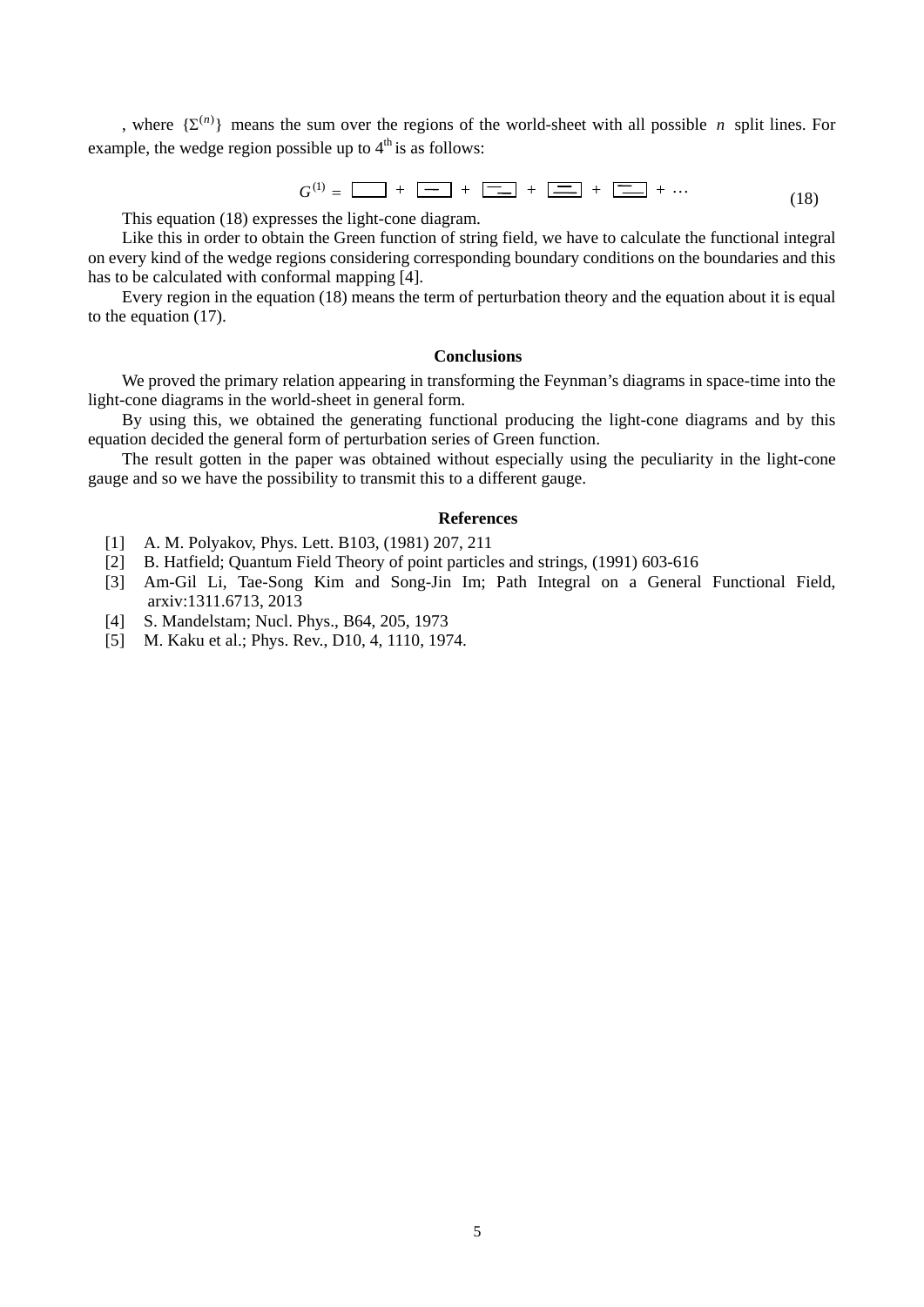, where $\{\Sigma^{(n)}\}$ means the sum over the regions of the world-sheet with all possible $n$ split lines. For example, the wedge region possible up to 4th is as follows:

$$G^{(1)} = \square + \square + \square + \square + \square + \cdots \tag{18}$$

This equation (18) expresses the light-cone diagram.

Like this in order to obtain the Green function of string field, we have to calculate the functional integral on every kind of the wedge regions considering corresponding boundary conditions on the boundaries and this has to be calculated with conformal mapping [4].

Every region in the equation (18) means the term of perturbation theory and the equation about it is equal to the equation (17).

## Conclusions

We proved the primary relation appearing in transforming the Feynman's diagrams in space-time into the light-cone diagrams in the world-sheet in general form.

By using this, we obtained the generating functional producing the light-cone diagrams and by this equation decided the general form of perturbation series of Green function.

The result gotten in the paper was obtained without especially using the peculiarity in the light-cone gauge and so we have the possibility to transmit this to a different gauge.

## References

[1] A. M. Polyakov, Phys. Lett. B103, (1981) 207, 211

[2] B. Hatfield; Quantum Field Theory of point particles and strings, (1991) 603-616

[3] Am-Gil Li, Tae-Song Kim and Song-Jin Im; Path Integral on a General Functional Field, arxiv:1311.6713, 2013

[4] S. Mandelstam; Nucl. Phys., B64, 205, 1973

[5] M. Kaku et al.; Phys. Rev., D10, 4, 1110, 1974.